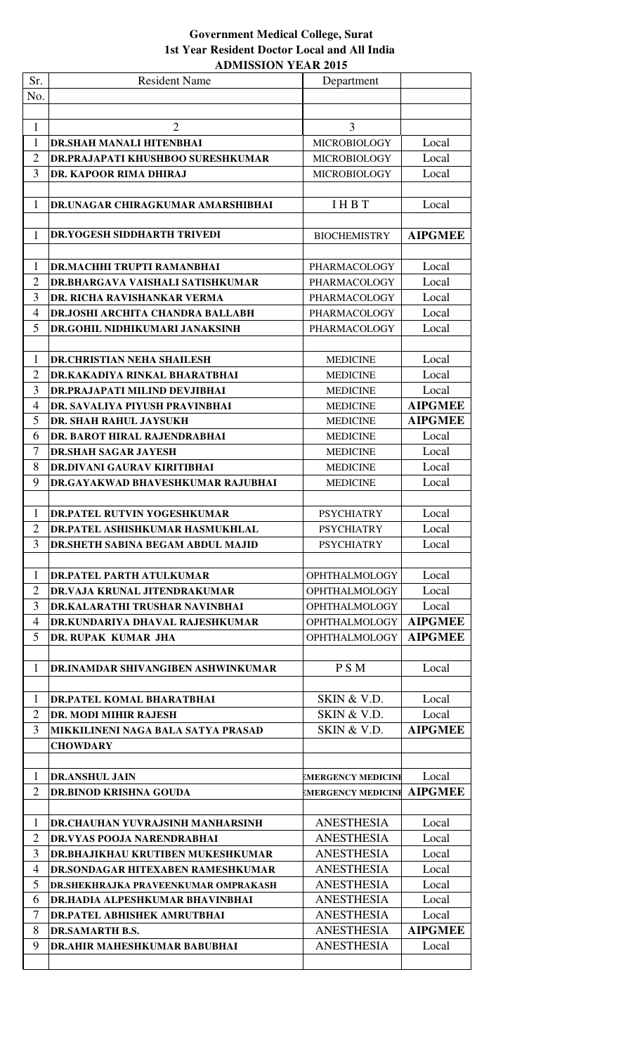**Government Medical College, Surat**
**1st Year Resident Doctor Local and All India**
**ADMISSION YEAR 2015**

| Sr. No. | Resident Name | Department | |
|---|---|---|---|
| | | | |
| 1 | 2 | 3 | |
| 1 | **DR.SHAH MANALI HITENBHAI** | MICROBIOLOGY | Local |
| 2 | **DR.PRAJAPATI KHUSHBOO SURESHKUMAR** | MICROBIOLOGY | Local |
| 3 | **DR. KAPOOR RIMA DHIRAJ** | MICROBIOLOGY | Local |
| | | | |
| 1 | **DR.UNAGAR CHIRAGKUMAR AMARSHIBHAI** | I H B T | Local |
| | | | |
| 1 | **DR.YOGESH SIDDHARTH TRIVEDI** | BIOCHEMISTRY | **AIPGMEE** |
| | | | |
| 1 | **DR.MACHHI TRUPTI RAMANBHAI** | PHARMACOLOGY | Local |
| 2 | **DR.BHARGAVA VAISHALI SATISHKUMAR** | PHARMACOLOGY | Local |
| 3 | **DR. RICHA RAVISHANKAR VERMA** | PHARMACOLOGY | Local |
| 4 | **DR.JOSHI ARCHITA CHANDRA BALLABH** | PHARMACOLOGY | Local |
| 5 | **DR.GOHIL NIDHIKUMARI JANAKSINH** | PHARMACOLOGY | Local |
| | | | |
| 1 | **DR.CHRISTIAN NEHA SHAILESH** | MEDICINE | Local |
| 2 | **DR.KAKADIYA RINKAL BHARATBHAI** | MEDICINE | Local |
| 3 | **DR.PRAJAPATI MILIND DEVJIBHAI** | MEDICINE | Local |
| 4 | **DR. SAVALIYA PIYUSH PRAVINBHAI** | MEDICINE | **AIPGMEE** |
| 5 | **DR. SHAH RAHUL JAYSUKH** | MEDICINE | **AIPGMEE** |
| 6 | **DR. BAROT HIRAL RAJENDRABHAI** | MEDICINE | Local |
| 7 | **DR.SHAH SAGAR JAYESH** | MEDICINE | Local |
| 8 | **DR.DIVANI GAURAV KIRITIBHAI** | MEDICINE | Local |
| 9 | **DR.GAYAKWAD BHAVESHKUMAR RAJUBHAI** | MEDICINE | Local |
| | | | |
| 1 | **DR.PATEL RUTVIN YOGESHKUMAR** | PSYCHIATRY | Local |
| 2 | **DR.PATEL ASHISHKUMAR HASMUKHLAL** | PSYCHIATRY | Local |
| 3 | **DR.SHETH SABINA BEGAM ABDUL MAJID** | PSYCHIATRY | Local |
| | | | |
| 1 | **DR.PATEL PARTH ATULKUMAR** | OPHTHALMOLOGY | Local |
| 2 | **DR.VAJA KRUNAL JITENDRAKUMAR** | OPHTHALMOLOGY | Local |
| 3 | **DR.KALARATHI TRUSHAR NAVINBHAI** | OPHTHALMOLOGY | Local |
| 4 | **DR.KUNDARIYA DHAVAL RAJESHKUMAR** | OPHTHALMOLOGY | **AIPGMEE** |
| 5 | **DR. RUPAK KUMAR JHA** | OPHTHALMOLOGY | **AIPGMEE** |
| | | | |
| 1 | **DR.INAMDAR SHIVANGIBEN ASHWINKUMAR** | P S M | Local |
| | | | |
| 1 | **DR.PATEL KOMAL BHARATBHAI** | SKIN & V.D. | Local |
| 2 | **DR. MODI MIHIR RAJESH** | SKIN & V.D. | Local |
| 3 | **MIKKILINENI NAGA BALA SATYA PRASAD CHOWDARY** | SKIN & V.D. | **AIPGMEE** |
| | | | |
| 1 | **DR.ANSHUL JAIN** | EMERGENCY MEDICINE | Local |
| 2 | **DR.BINOD KRISHNA GOUDA** | EMERGENCY MEDICINE | **AIPGMEE** |
| | | | |
| 1 | **DR.CHAUHAN YUVRAJSINH MANHARSINH** | ANESTHESIA | Local |
| 2 | **DR.VYAS POOJA NARENDRABHAI** | ANESTHESIA | Local |
| 3 | **DR.BHAJIKHAU KRUTIBEN MUKESHKUMAR** | ANESTHESIA | Local |
| 4 | **DR.SONDAGAR HITEXABEN RAMESHKUMAR** | ANESTHESIA | Local |
| 5 | **DR.SHEKHRAJKA PRAVEENKUMAR OMPRAKASH** | ANESTHESIA | Local |
| 6 | **DR.HADIA ALPESHKUMAR BHAVINBHAI** | ANESTHESIA | Local |
| 7 | **DR.PATEL ABHISHEK AMRUTBHAI** | ANESTHESIA | Local |
| 8 | **DR.SAMARTH B.S.** | ANESTHESIA | **AIPGMEE** |
| 9 | **DR.AHIR MAHESHKUMAR BABUBHAI** | ANESTHESIA | Local |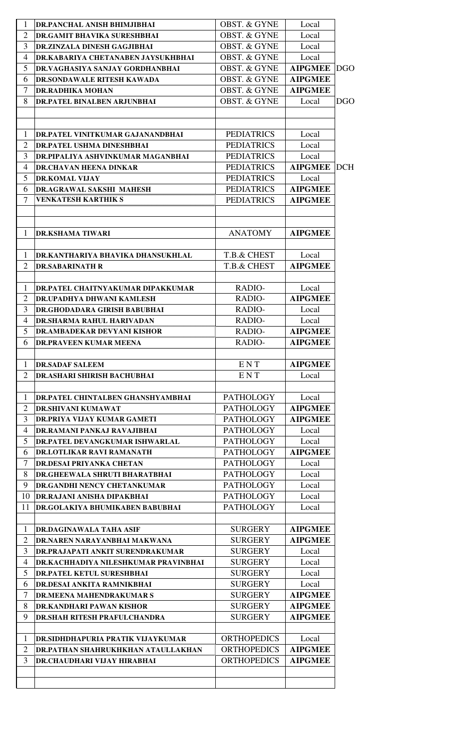| | | | | |
|---|---|---|---|---|
| 1 | DR.PANCHAL ANISH BHIMJIBHAI | OBST. & GYNE | Local | |
| 2 | DR.GAMIT BHAVIKA SURESHBHAI | OBST. & GYNE | Local | |
| 3 | DR.ZINZALA DINESH GAGJIBHAI | OBST. & GYNE | Local | |
| 4 | DR.KABARIYA CHETANABEN JAYSUKHBHAI | OBST. & GYNE | Local | |
| 5 | DR.VAGHASIYA SANJAY GORDHANBHAI | OBST. & GYNE | AIPGMEE | DGO |
| 6 | DR.SONDAWALE RITESH KAWADA | OBST. & GYNE | AIPGMEE | |
| 7 | DR.RADHIKA MOHAN | OBST. & GYNE | AIPGMEE | |
| 8 | DR.PATEL BINALBEN ARJUNBHAI | OBST. & GYNE | Local | DGO |
| | | | | |
| | | | | |
| 1 | DR.PATEL VINITKUMAR GAJANANDBHAI | PEDIATRICS | Local | |
| 2 | DR.PATEL USHMA DINESHBHAI | PEDIATRICS | Local | |
| 3 | DR.PIPALIYA ASHVINKUMAR MAGANBHAI | PEDIATRICS | Local | |
| 4 | DR.CHAVAN HEENA DINKAR | PEDIATRICS | AIPGMEE | DCH |
| 5 | DR.KOMAL VIJAY | PEDIATRICS | Local | |
| 6 | DR.AGRAWAL SAKSHI MAHESH | PEDIATRICS | AIPGMEE | |
| 7 | VENKATESH KARTHIK S | PEDIATRICS | AIPGMEE | |
| | | | | |
| | | | | |
| 1 | DR.KSHAMA TIWARI | ANATOMY | AIPGMEE | |
| | | | | |
| 1 | DR.KANTHARIYA BHAVIKA DHANSUKHLAL | T.B.& CHEST | Local | |
| 2 | DR.SABARINATH R | T.B.& CHEST | AIPGMEE | |
| | | | | |
| 1 | DR.PATEL CHAITNYAKUMAR DIPAKKUMAR | RADIO- | Local | |
| 2 | DR.UPADHYA DHWANI KAMLESH | RADIO- | AIPGMEE | |
| 3 | DR.GHODADARA GIRISH BABUBHAI | RADIO- | Local | |
| 4 | DR.SHARMA RAHUL HARIVADAN | RADIO- | Local | |
| 5 | DR.AMBADEKAR DEVYANI KISHOR | RADIO- | AIPGMEE | |
| 6 | DR.PRAVEEN KUMAR MEENA | RADIO- | AIPGMEE | |
| | | | | |
| 1 | DR.SADAF SALEEM | E N T | AIPGMEE | |
| 2 | DR.ASHARI SHIRISH BACHUBHAI | E N T | Local | |
| | | | | |
| 1 | DR.PATEL CHINTALBEN GHANSHYAMBHAI | PATHOLOGY | Local | |
| 2 | DR.SHIVANI KUMAWAT | PATHOLOGY | AIPGMEE | |
| 3 | DR.PRIYA VIJAY KUMAR GAMETI | PATHOLOGY | AIPGMEE | |
| 4 | DR.RAMANI PANKAJ RAVAJIBHAI | PATHOLOGY | Local | |
| 5 | DR.PATEL DEVANGKUMAR ISHWARLAL | PATHOLOGY | Local | |
| 6 | DR.LOTLIKAR RAVI RAMANATH | PATHOLOGY | AIPGMEE | |
| 7 | DR.DESAI PRIYANKA CHETAN | PATHOLOGY | Local | |
| 8 | DR.GHEEWALA SHRUTI BHARATBHAI | PATHOLOGY | Local | |
| 9 | DR.GANDHI NENCY CHETANKUMAR | PATHOLOGY | Local | |
| 10 | DR.RAJANI ANISHA DIPAKBHAI | PATHOLOGY | Local | |
| 11 | DR.GOLAKIYA BHUMIKABEN BABUBHAI | PATHOLOGY | Local | |
| | | | | |
| 1 | DR.DAGINAWALA TAHA ASIF | SURGERY | AIPGMEE | |
| 2 | DR.NAREN NARAYANBHAI MAKWANA | SURGERY | AIPGMEE | |
| 3 | DR.PRAJAPATI ANKIT SURENDRAKUMAR | SURGERY | Local | |
| 4 | DR.KACHHADIYA NILESHKUMAR PRAVINBHAI | SURGERY | Local | |
| 5 | DR.PATEL KETUL SURESHBHAI | SURGERY | Local | |
| 6 | DR.DESAI ANKITA RAMNIKBHAI | SURGERY | Local | |
| 7 | DR.MEENA MAHENDRAKUMAR S | SURGERY | AIPGMEE | |
| 8 | DR.KANDHARI PAWAN KISHOR | SURGERY | AIPGMEE | |
| 9 | DR.SHAH RITESH PRAFULCHANDRA | SURGERY | AIPGMEE | |
| | | | | |
| 1 | DR.SIDHDHAPURIA PRATIK VIJAYKUMAR | ORTHOPEDICS | Local | |
| 2 | DR.PATHAN SHAHRUKHKHAN ATAULLAKHAN | ORTHOPEDICS | AIPGMEE | |
| 3 | DR.CHAUDHARI VIJAY HIRABHAI | ORTHOPEDICS | AIPGMEE | |